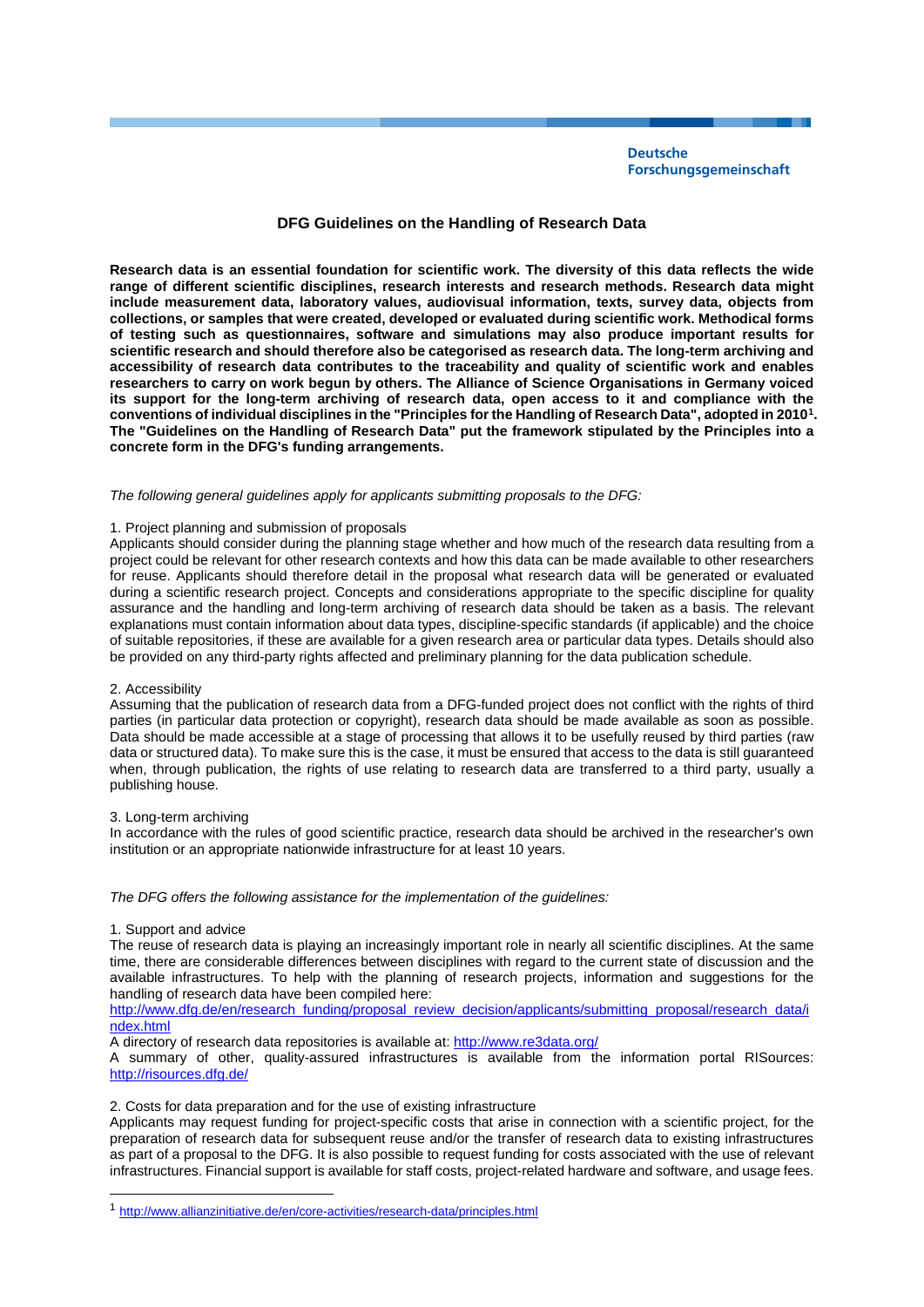Deutsche
Forschungsgemeinschaft

# DFG Guidelines on the Handling of Research Data

**Research data is an essential foundation for scientific work. The diversity of this data reflects the wide range of different scientific disciplines, research interests and research methods. Research data might include measurement data, laboratory values, audiovisual information, texts, survey data, objects from collections, or samples that were created, developed or evaluated during scientific work. Methodical forms of testing such as questionnaires, software and simulations may also produce important results for scientific research and should therefore also be categorised as research data. The long-term archiving and accessibility of research data contributes to the traceability and quality of scientific work and enables researchers to carry on work begun by others. The Alliance of Science Organisations in Germany voiced its support for the long-term archiving of research data, open access to it and compliance with the conventions of individual disciplines in the "Principles for the Handling of Research Data", adopted in 2010[1]. The "Guidelines on the Handling of Research Data" put the framework stipulated by the Principles into a concrete form in the DFG's funding arrangements.**

*The following general guidelines apply for applicants submitting proposals to the DFG:*

1. Project planning and submission of proposals

Applicants should consider during the planning stage whether and how much of the research data resulting from a project could be relevant for other research contexts and how this data can be made available to other researchers for reuse. Applicants should therefore detail in the proposal what research data will be generated or evaluated during a scientific research project. Concepts and considerations appropriate to the specific discipline for quality assurance and the handling and long-term archiving of research data should be taken as a basis. The relevant explanations must contain information about data types, discipline-specific standards (if applicable) and the choice of suitable repositories, if these are available for a given research area or particular data types. Details should also be provided on any third-party rights affected and preliminary planning for the data publication schedule.

2. Accessibility

Assuming that the publication of research data from a DFG-funded project does not conflict with the rights of third parties (in particular data protection or copyright), research data should be made available as soon as possible. Data should be made accessible at a stage of processing that allows it to be usefully reused by third parties (raw data or structured data). To make sure this is the case, it must be ensured that access to the data is still guaranteed when, through publication, the rights of use relating to research data are transferred to a third party, usually a publishing house.

3. Long-term archiving

In accordance with the rules of good scientific practice, research data should be archived in the researcher's own institution or an appropriate nationwide infrastructure for at least 10 years.

*The DFG offers the following assistance for the implementation of the guidelines:*

1. Support and advice

The reuse of research data is playing an increasingly important role in nearly all scientific disciplines. At the same time, there are considerable differences between disciplines with regard to the current state of discussion and the available infrastructures. To help with the planning of research projects, information and suggestions for the handling of research data have been compiled here:
http://www.dfg.de/en/research_funding/proposal_review_decision/applicants/submitting_proposal/research_data/index.html

A directory of research data repositories is available at: http://www.re3data.org/

A summary of other, quality-assured infrastructures is available from the information portal RISources: http://risources.dfg.de/

2. Costs for data preparation and for the use of existing infrastructure

Applicants may request funding for project-specific costs that arise in connection with a scientific project, for the preparation of research data for subsequent reuse and/or the transfer of research data to existing infrastructures as part of a proposal to the DFG. It is also possible to request funding for costs associated with the use of relevant infrastructures. Financial support is available for staff costs, project-related hardware and software, and usage fees.

---

[1] http://www.allianzinitiative.de/en/core-activities/research-data/principles.html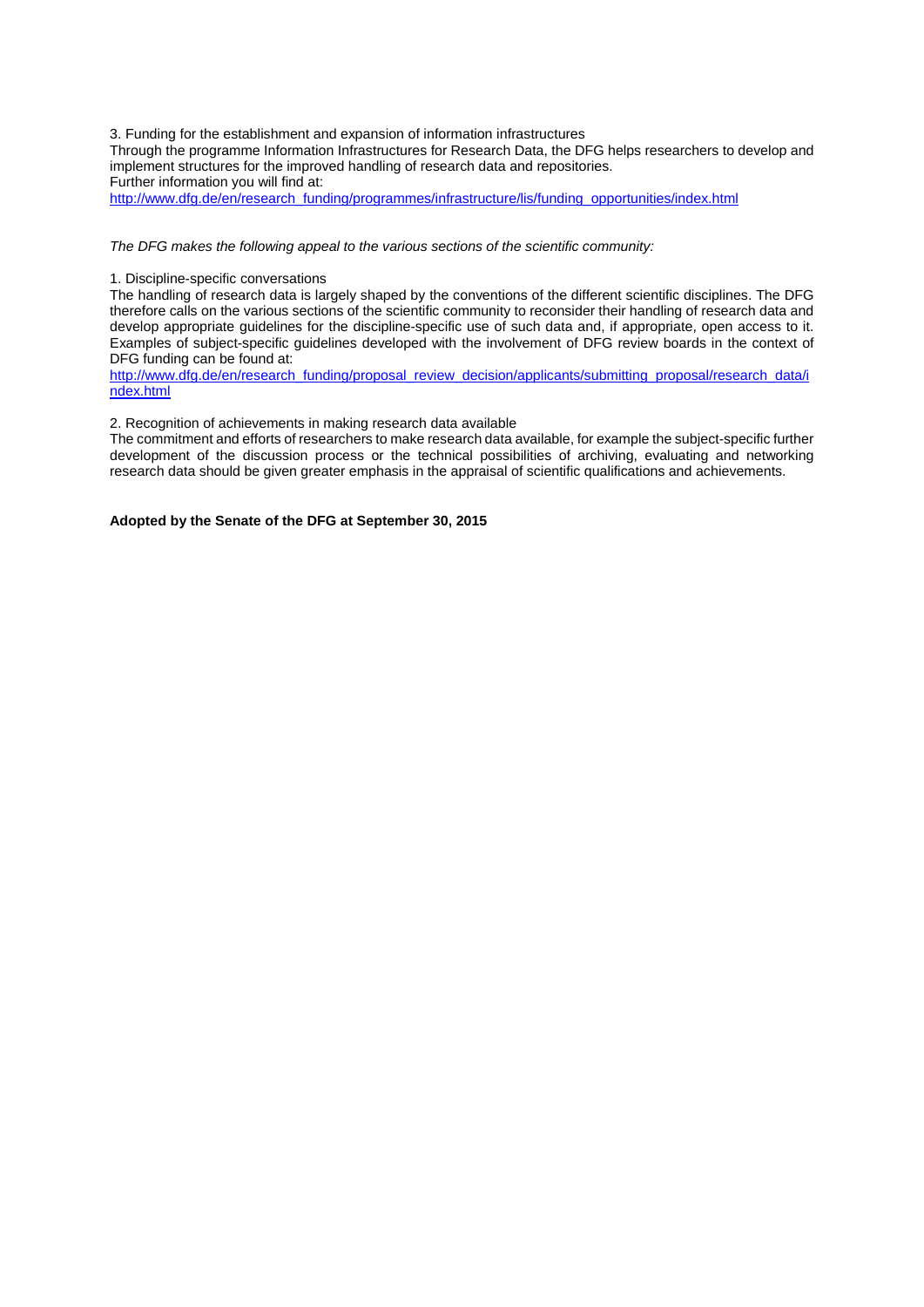3. Funding for the establishment and expansion of information infrastructures

Through the programme Information Infrastructures for Research Data, the DFG helps researchers to develop and implement structures for the improved handling of research data and repositories.

Further information you will find at:

http://www.dfg.de/en/research_funding/programmes/infrastructure/lis/funding_opportunities/index.html

*The DFG makes the following appeal to the various sections of the scientific community:*

1. Discipline-specific conversations

The handling of research data is largely shaped by the conventions of the different scientific disciplines. The DFG therefore calls on the various sections of the scientific community to reconsider their handling of research data and develop appropriate guidelines for the discipline-specific use of such data and, if appropriate, open access to it. Examples of subject-specific guidelines developed with the involvement of DFG review boards in the context of DFG funding can be found at:

http://www.dfg.de/en/research_funding/proposal_review_decision/applicants/submitting_proposal/research_data/index.html

2. Recognition of achievements in making research data available

The commitment and efforts of researchers to make research data available, for example the subject-specific further development of the discussion process or the technical possibilities of archiving, evaluating and networking research data should be given greater emphasis in the appraisal of scientific qualifications and achievements.

**Adopted by the Senate of the DFG at September 30, 2015**